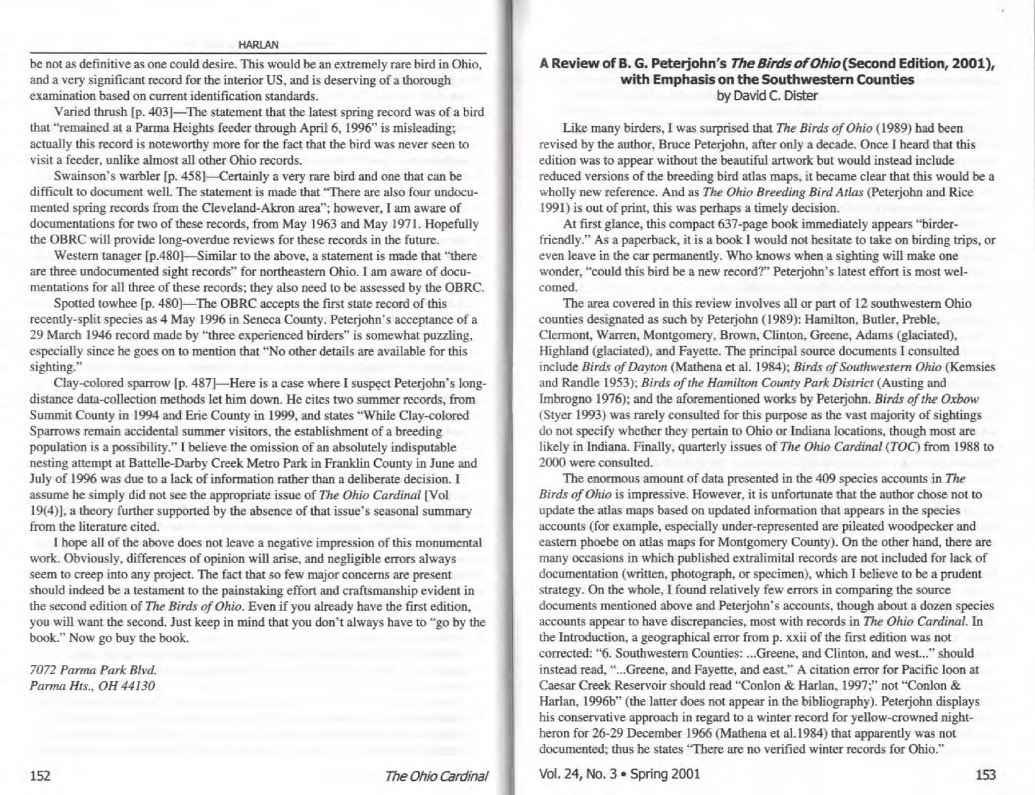be not as definitive as one could desire. This would be an extremely rare bird in Ohio, and a very significant record for the interior US, and is deserving of a thorough examination based on current identification standards.

Varied thrush [p. 403]—The statement that the latest spring record was of a bird that "remained at a Parma Heights feeder through April 6, 1996" is misleading; actually this record is noteworthy more for the fact that the bird was never seen to visit a feeder, unlike almost all other Ohio records.

Swainson's warbler [p. 458]—Certainly a very rare bird and one that can be difficult to document well. The statement is made that "There are also four undocumented spring records from the Cleveland-Akron area"; however, I am aware of documentations for two of these records, from May 1963 and May 1971. Hopefully the OBRC will provide long-overdue reviews for these records in the future.

Western tanager [p.480]—Similar to the above, a statement is made that "there are three undocumented sight records" for northeastern Ohio. I am aware of documentations for all three of these records; they also need to be assessed by the OBRC.

Spotted towhee [p. 480]—The OBRC accepts the first state record of this recently-split species as 4 May 1996 in Seneca County. Peterjohn's acceptance of a 29 March 1946 record made by "three experienced birders" is somewhat puzzling, especially since he goes on to mention that "No other details are available for this sighting."

Clay-colored sparrow [p. 487]—Here is a case where I suspect Peterjohn's long-distance data-collection methods let him down. He cites two summer records, from Summit County in 1994 and Erie County in 1999, and states "While Clay-colored Sparrows remain accidental summer visitors, the establishment of a breeding population is a possibility." I believe the omission of an absolutely indisputable nesting attempt at Battelle-Darby Creek Metro Park in Franklin County in June and July of 1996 was due to a lack of information rather than a deliberate decision. I assume he simply did not see the appropriate issue of *The Ohio Cardinal* [Vol 19(4)], a theory further supported by the absence of that issue's seasonal summary from the literature cited.

I hope all of the above does not leave a negative impression of this monumental work. Obviously, differences of opinion will arise, and negligible errors always seem to creep into any project. The fact that so few major concerns are present should indeed be a testament to the painstaking effort and craftsmanship evident in the second edition of *The Birds of Ohio*. Even if you already have the first edition, you will want the second. Just keep in mind that you don't always have to "go by the book." Now go buy the book.

*7072 Parma Park Blvd.*
*Parma Hts., OH 44130*

## A Review of B. G. Peterjohn's *The Birds of Ohio* (Second Edition, 2001), with Emphasis on the Southwestern Counties

by David C. Dister

Like many birders, I was surprised that *The Birds of Ohio* (1989) had been revised by the author, Bruce Peterjohn, after only a decade. Once I heard that this edition was to appear without the beautiful artwork but would instead include reduced versions of the breeding bird atlas maps, it became clear that this would be a wholly new reference. And as *The Ohio Breeding Bird Atlas* (Peterjohn and Rice 1991) is out of print, this was perhaps a timely decision.

At first glance, this compact 637-page book immediately appears "birder-friendly." As a paperback, it is a book I would not hesitate to take on birding trips, or even leave in the car permanently. Who knows when a sighting will make one wonder, "could this bird be a new record?" Peterjohn's latest effort is most welcomed.

The area covered in this review involves all or part of 12 southwestern Ohio counties designated as such by Peterjohn (1989): Hamilton, Butler, Preble, Clermont, Warren, Montgomery, Brown, Clinton, Greene, Adams (glaciated), Highland (glaciated), and Fayette. The principal source documents I consulted include *Birds of Dayton* (Mathena et al. 1984); *Birds of Southwestern Ohio* (Kemsies and Randle 1953); *Birds of the Hamilton County Park District* (Austing and Imbrogno 1976); and the aforementioned works by Peterjohn. *Birds of the Oxbow* (Styer 1993) was rarely consulted for this purpose as the vast majority of sightings do not specify whether they pertain to Ohio or Indiana locations, though most are likely in Indiana. Finally, quarterly issues of *The Ohio Cardinal* (*TOC*) from 1988 to 2000 were consulted.

The enormous amount of data presented in the 409 species accounts in *The Birds of Ohio* is impressive. However, it is unfortunate that the author chose not to update the atlas maps based on updated information that appears in the species accounts (for example, especially under-represented are pileated woodpecker and eastern phoebe on atlas maps for Montgomery County). On the other hand, there are many occasions in which published extralimital records are not included for lack of documentation (written, photograph, or specimen), which I believe to be a prudent strategy. On the whole, I found relatively few errors in comparing the source documents mentioned above and Peterjohn's accounts, though about a dozen species accounts appear to have discrepancies, most with records in *The Ohio Cardinal*. In the Introduction, a geographical error from p. xxii of the first edition was not corrected: "6. Southwestern Counties: ...Greene, and Clinton, and west..." should instead read, "...Greene, and Fayette, and east." A citation error for Pacific loon at Caesar Creek Reservoir should read "Conlon & Harlan, 1997;" not "Conlon & Harlan, 1996b" (the latter does not appear in the bibliography). Peterjohn displays his conservative approach in regard to a winter record for yellow-crowned night-heron for 26-29 December 1966 (Mathena et al.1984) that apparently was not documented; thus he states "There are no verified winter records for Ohio."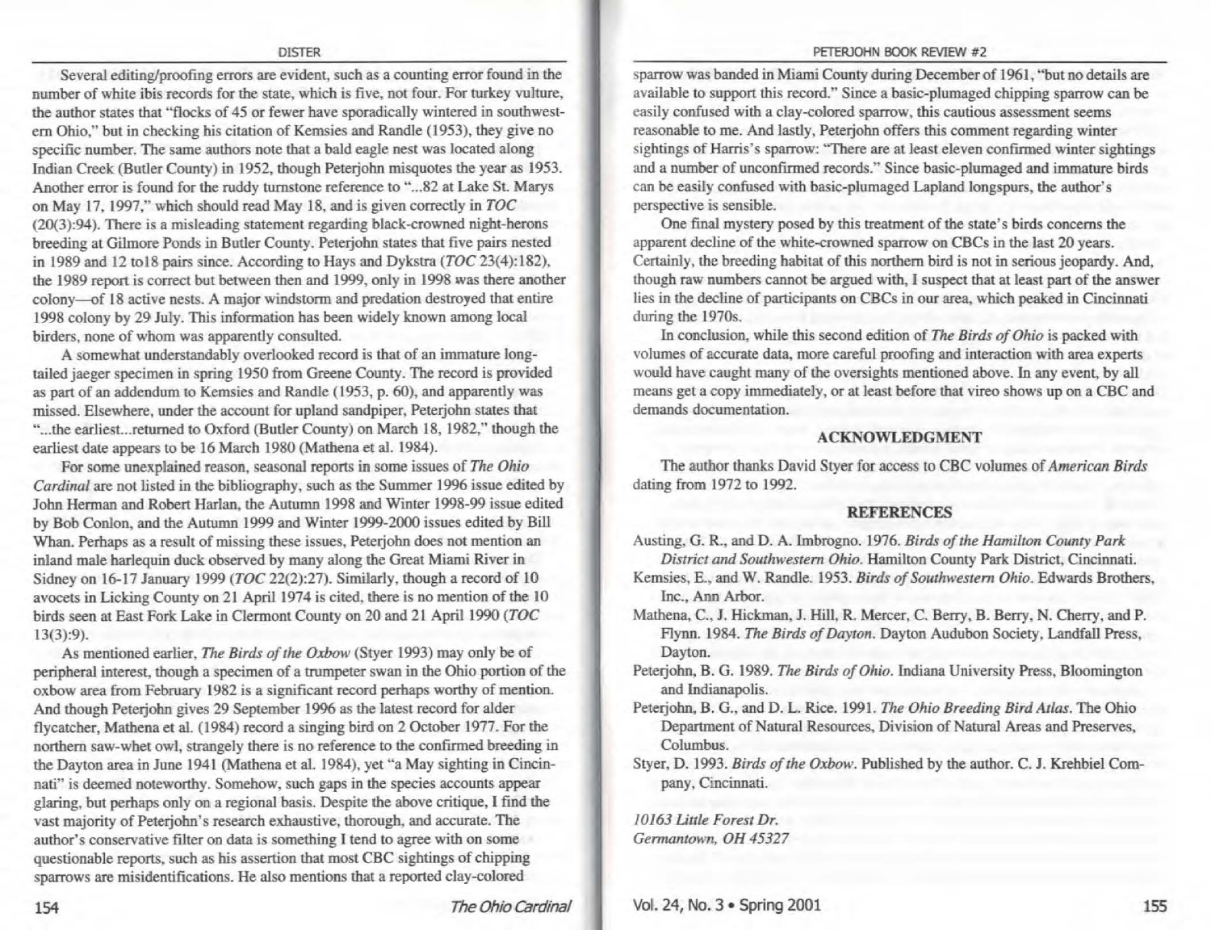Several editing/proofing errors are evident, such as a counting error found in the number of white ibis records for the state, which is five, not four. For turkey vulture, the author states that "flocks of 45 or fewer have sporadically wintered in southwestern Ohio," but in checking his citation of Kemsies and Randle (1953), they give no specific number. The same authors note that a bald eagle nest was located along Indian Creek (Butler County) in 1952, though Peterjohn misquotes the year as 1953. Another error is found for the ruddy turnstone reference to "...82 at Lake St. Marys on May 17, 1997," which should read May 18, and is given correctly in *TOC* (20(3):94). There is a misleading statement regarding black-crowned night-herons breeding at Gilmore Ponds in Butler County. Peterjohn states that five pairs nested in 1989 and 12 to18 pairs since. According to Hays and Dykstra (*TOC* 23(4):182), the 1989 report is correct but between then and 1999, only in 1998 was there another colony—of 18 active nests. A major windstorm and predation destroyed that entire 1998 colony by 29 July. This information has been widely known among local birders, none of whom was apparently consulted.

A somewhat understandably overlooked record is that of an immature long-tailed jaeger specimen in spring 1950 from Greene County. The record is provided as part of an addendum to Kemsies and Randle (1953, p. 60), and apparently was missed. Elsewhere, under the account for upland sandpiper, Peterjohn states that "...the earliest...returned to Oxford (Butler County) on March 18, 1982," though the earliest date appears to be 16 March 1980 (Mathena et al. 1984).

For some unexplained reason, seasonal reports in some issues of *The Ohio Cardinal* are not listed in the bibliography, such as the Summer 1996 issue edited by John Herman and Robert Harlan, the Autumn 1998 and Winter 1998-99 issue edited by Bob Conlon, and the Autumn 1999 and Winter 1999-2000 issues edited by Bill Whan. Perhaps as a result of missing these issues, Peterjohn does not mention an inland male harlequin duck observed by many along the Great Miami River in Sidney on 16-17 January 1999 (*TOC* 22(2):27). Similarly, though a record of 10 avocets in Licking County on 21 April 1974 is cited, there is no mention of the 10 birds seen at East Fork Lake in Clermont County on 20 and 21 April 1990 (*TOC* 13(3):9).

As mentioned earlier, *The Birds of the Oxbow* (Styer 1993) may only be of peripheral interest, though a specimen of a trumpeter swan in the Ohio portion of the oxbow area from February 1982 is a significant record perhaps worthy of mention. And though Peterjohn gives 29 September 1996 as the latest record for alder flycatcher, Mathena et al. (1984) record a singing bird on 2 October 1977. For the northern saw-whet owl, strangely there is no reference to the confirmed breeding in the Dayton area in June 1941 (Mathena et al. 1984), yet "a May sighting in Cincinnati" is deemed noteworthy. Somehow, such gaps in the species accounts appear glaring, but perhaps only on a regional basis. Despite the above critique, I find the vast majority of Peterjohn's research exhaustive, thorough, and accurate. The author's conservative filter on data is something I tend to agree with on some questionable reports, such as his assertion that most CBC sightings of chipping sparrows are misidentifications. He also mentions that a reported clay-colored sparrow was banded in Miami County during December of 1961, "but no details are available to support this record." Since a basic-plumaged chipping sparrow can be easily confused with a clay-colored sparrow, this cautious assessment seems reasonable to me. And lastly, Peterjohn offers this comment regarding winter sightings of Harris's sparrow: "There are at least eleven confirmed winter sightings and a number of unconfirmed records." Since basic-plumaged and immature birds can be easily confused with basic-plumaged Lapland longspurs, the author's perspective is sensible.

One final mystery posed by this treatment of the state's birds concerns the apparent decline of the white-crowned sparrow on CBCs in the last 20 years. Certainly, the breeding habitat of this northern bird is not in serious jeopardy. And, though raw numbers cannot be argued with, I suspect that at least part of the answer lies in the decline of participants on CBCs in our area, which peaked in Cincinnati during the 1970s.

In conclusion, while this second edition of *The Birds of Ohio* is packed with volumes of accurate data, more careful proofing and interaction with area experts would have caught many of the oversights mentioned above. In any event, by all means get a copy immediately, or at least before that vireo shows up on a CBC and demands documentation.

## ACKNOWLEDGMENT

The author thanks David Styer for access to CBC volumes of *American Birds* dating from 1972 to 1992.

## REFERENCES

Austing, G. R., and D. A. Imbrogno. 1976. *Birds of the Hamilton County Park District and Southwestern Ohio*. Hamilton County Park District, Cincinnati.

Kemsies, E., and W. Randle. 1953. *Birds of Southwestern Ohio*. Edwards Brothers, Inc., Ann Arbor.

Mathena, C., J. Hickman, J. Hill, R. Mercer, C. Berry, B. Berry, N. Cherry, and P. Flynn. 1984. *The Birds of Dayton*. Dayton Audubon Society, Landfall Press, Dayton.

Peterjohn, B. G. 1989. *The Birds of Ohio*. Indiana University Press, Bloomington and Indianapolis.

Peterjohn, B. G., and D. L. Rice. 1991. *The Ohio Breeding Bird Atlas*. The Ohio Department of Natural Resources, Division of Natural Areas and Preserves, Columbus.

Styer, D. 1993. *Birds of the Oxbow*. Published by the author. C. J. Krehbiel Company, Cincinnati.

*10163 Little Forest Dr.*
*Germantown, OH 45327*